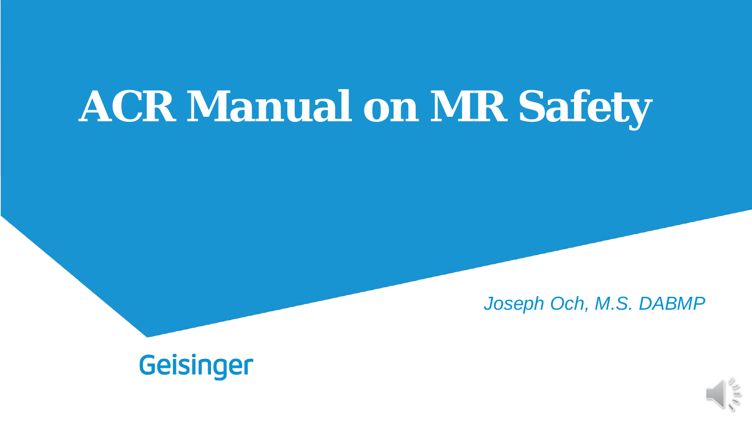# ACR Manual on MR Safety

*Joseph Och, M.S. DABMP*

Geisinger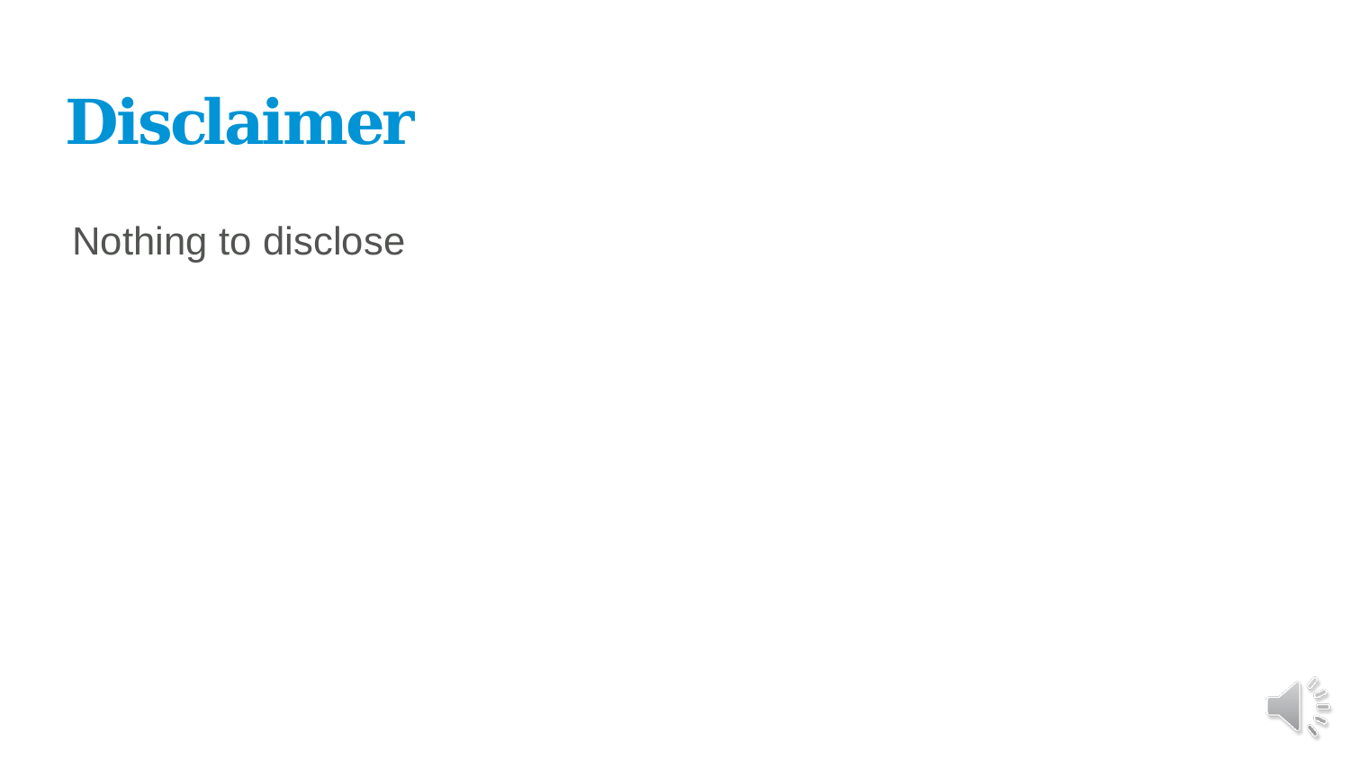# Disclaimer

Nothing to disclose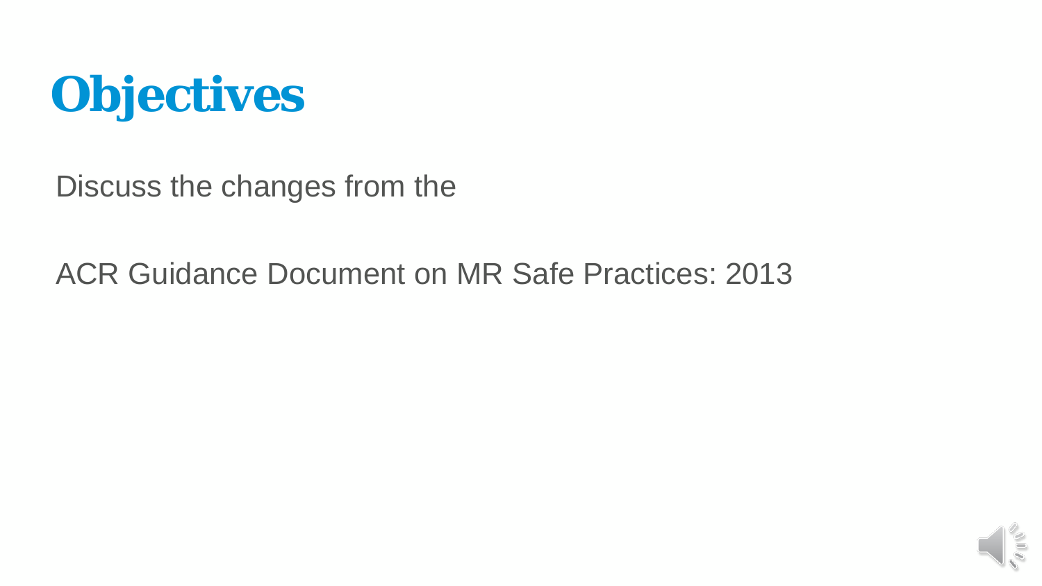# Objectives

Discuss the changes from the

ACR Guidance Document on MR Safe Practices: 2013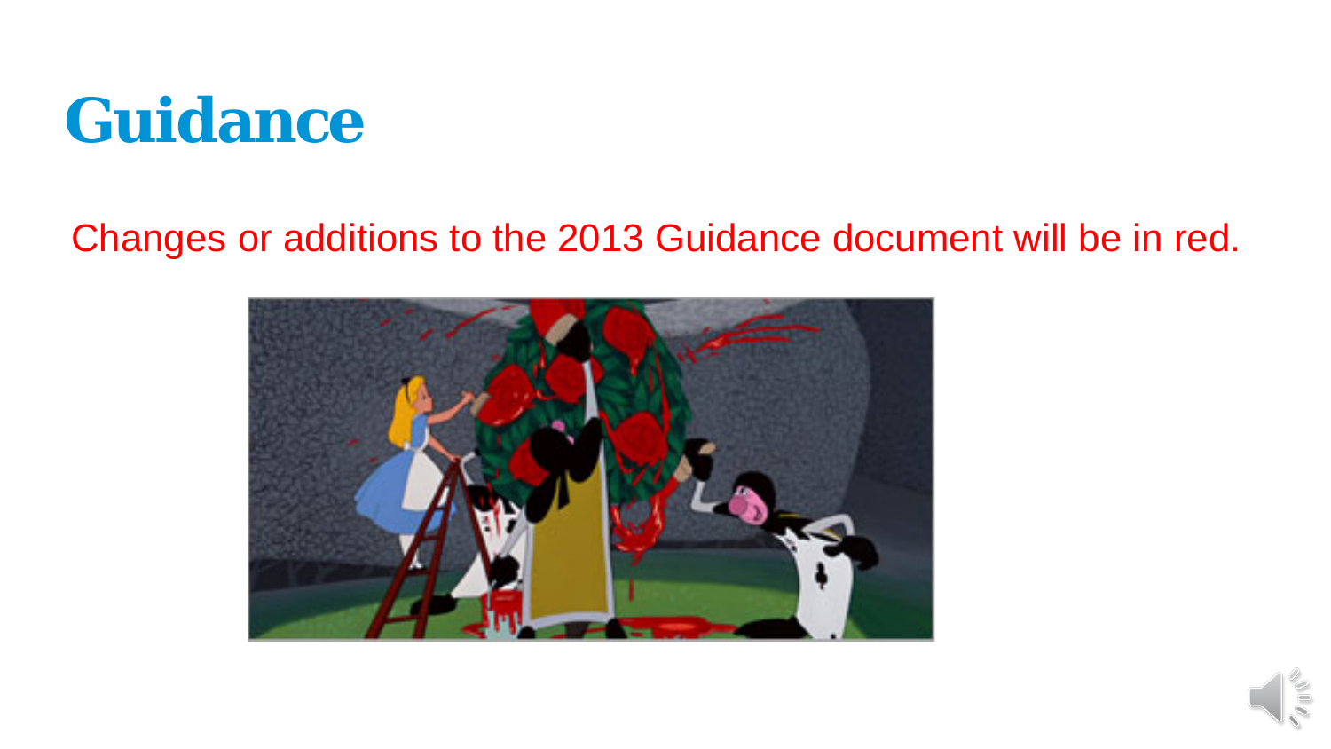# Guidance

Changes or additions to the 2013 Guidance document will be in red.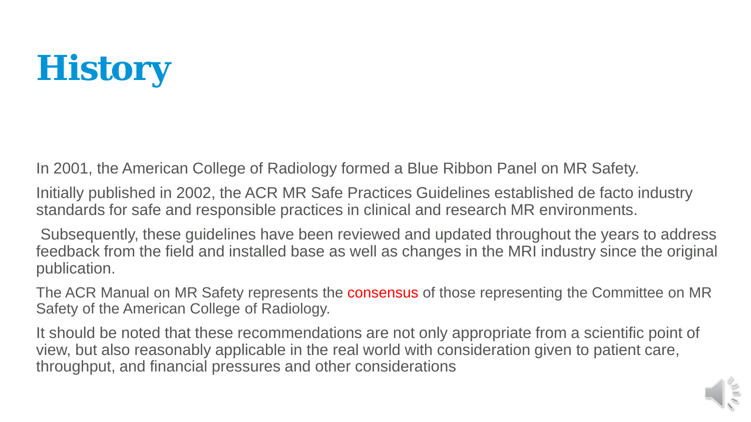# History

In 2001, the American College of Radiology formed a Blue Ribbon Panel on MR Safety.

Initially published in 2002, the ACR MR Safe Practices Guidelines established de facto industry standards for safe and responsible practices in clinical and research MR environments.

Subsequently, these guidelines have been reviewed and updated throughout the years to address feedback from the field and installed base as well as changes in the MRI industry since the original publication.

The ACR Manual on MR Safety represents the consensus of those representing the Committee on MR Safety of the American College of Radiology.

It should be noted that these recommendations are not only appropriate from a scientific point of view, but also reasonably applicable in the real world with consideration given to patient care, throughput, and financial pressures and other considerations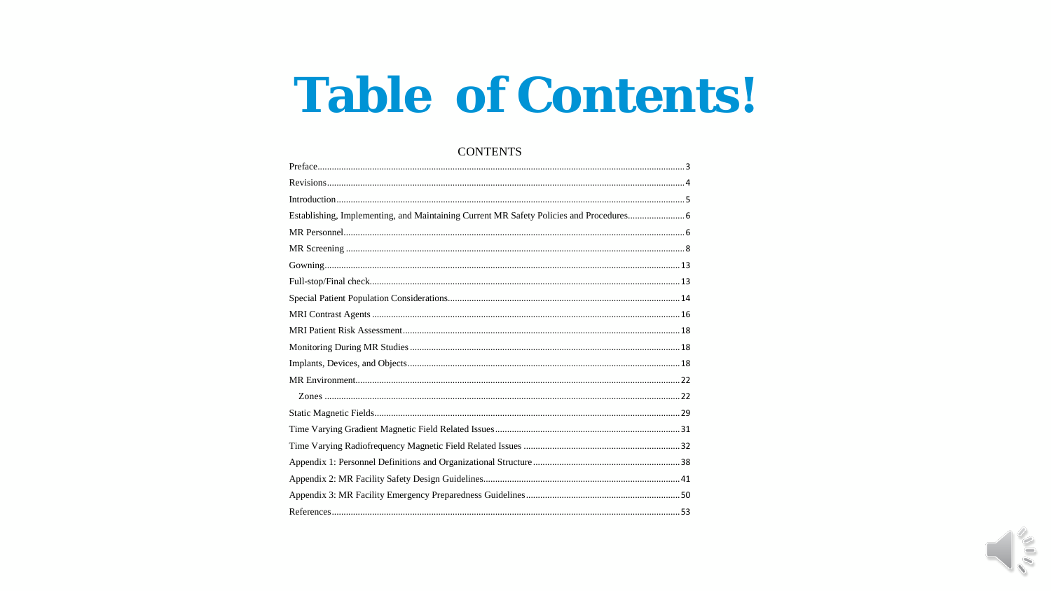# Table of Contents!

## CONTENTS

| Section | Page |
|---|---|
| Preface | 3 |
| Revisions | 4 |
| Introduction | 5 |
| Establishing, Implementing, and Maintaining Current MR Safety Policies and Procedures | 6 |
| MR Personnel | 6 |
| MR Screening | 8 |
| Gowning | 13 |
| Full-stop/Final check | 13 |
| Special Patient Population Considerations | 14 |
| MRI Contrast Agents | 16 |
| MRI Patient Risk Assessment | 18 |
| Monitoring During MR Studies | 18 |
| Implants, Devices, and Objects | 18 |
| MR Environment | 22 |
| Zones | 22 |
| Static Magnetic Fields | 29 |
| Time Varying Gradient Magnetic Field Related Issues | 31 |
| Time Varying Radiofrequency Magnetic Field Related Issues | 32 |
| Appendix 1: Personnel Definitions and Organizational Structure | 38 |
| Appendix 2: MR Facility Safety Design Guidelines | 41 |
| Appendix 3: MR Facility Emergency Preparedness Guidelines | 50 |
| References | 53 |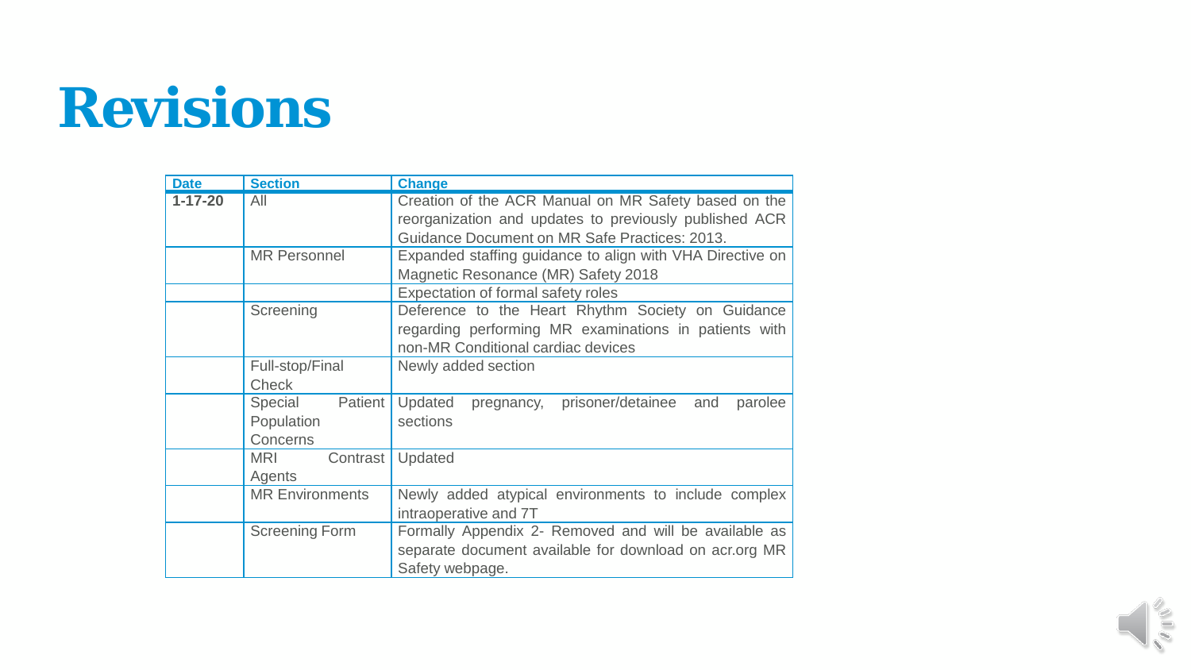# Revisions

| Date | Section | Change |
|---|---|---|
| **1-17-20** | All | Creation of the ACR Manual on MR Safety based on the reorganization and updates to previously published ACR Guidance Document on MR Safe Practices: 2013. |
| | MR Personnel | Expanded staffing guidance to align with VHA Directive on Magnetic Resonance (MR) Safety 2018 |
| | | Expectation of formal safety roles |
| | Screening | Deference to the Heart Rhythm Society on Guidance regarding performing MR examinations in patients with non-MR Conditional cardiac devices |
| | Full-stop/Final Check | Newly added section |
| | Special Patient Population Concerns | Updated pregnancy, prisoner/detainee and parolee sections |
| | MRI Contrast Agents | Updated |
| | MR Environments | Newly added atypical environments to include complex intraoperative and 7T |
| | Screening Form | Formally Appendix 2- Removed and will be available as separate document available for download on acr.org MR Safety webpage. |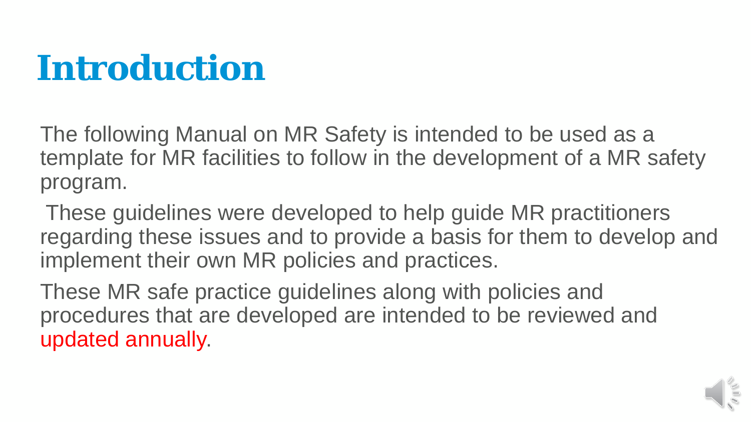# Introduction

The following Manual on MR Safety is intended to be used as a template for MR facilities to follow in the development of a MR safety program.

These guidelines were developed to help guide MR practitioners regarding these issues and to provide a basis for them to develop and implement their own MR policies and practices.

These MR safe practice guidelines along with policies and procedures that are developed are intended to be reviewed and updated annually.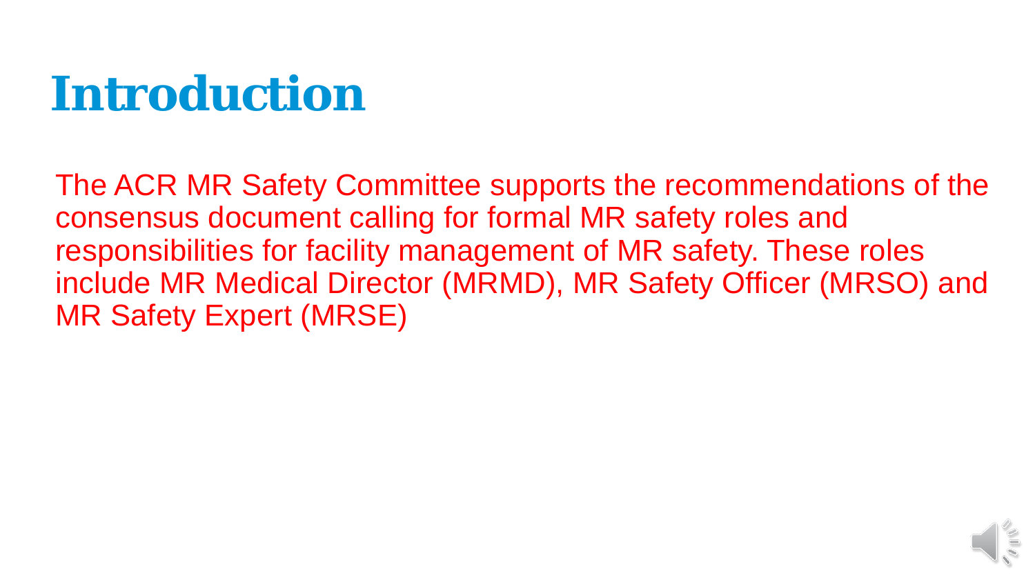# Introduction

The ACR MR Safety Committee supports the recommendations of the consensus document calling for formal MR safety roles and responsibilities for facility management of MR safety. These roles include MR Medical Director (MRMD), MR Safety Officer (MRSO) and MR Safety Expert (MRSE)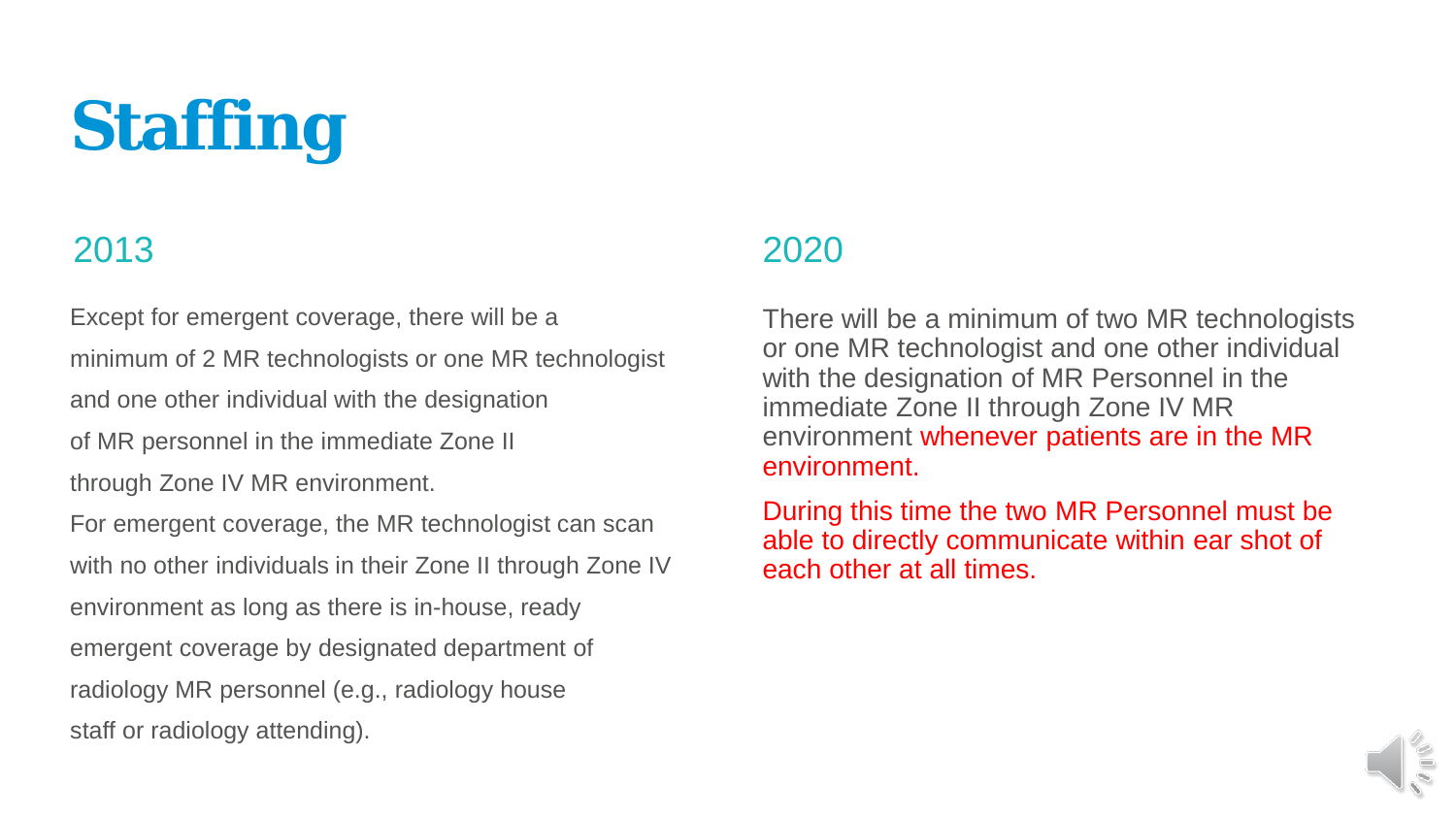# Staffing

## 2013

Except for emergent coverage, there will be a minimum of 2 MR technologists or one MR technologist and one other individual with the designation of MR personnel in the immediate Zone II through Zone IV MR environment.

For emergent coverage, the MR technologist can scan with no other individuals in their Zone II through Zone IV environment as long as there is in-house, ready emergent coverage by designated department of radiology MR personnel (e.g., radiology house staff or radiology attending).

## 2020

There will be a minimum of two MR technologists or one MR technologist and one other individual with the designation of MR Personnel in the immediate Zone II through Zone IV MR environment whenever patients are in the MR environment.

During this time the two MR Personnel must be able to directly communicate within ear shot of each other at all times.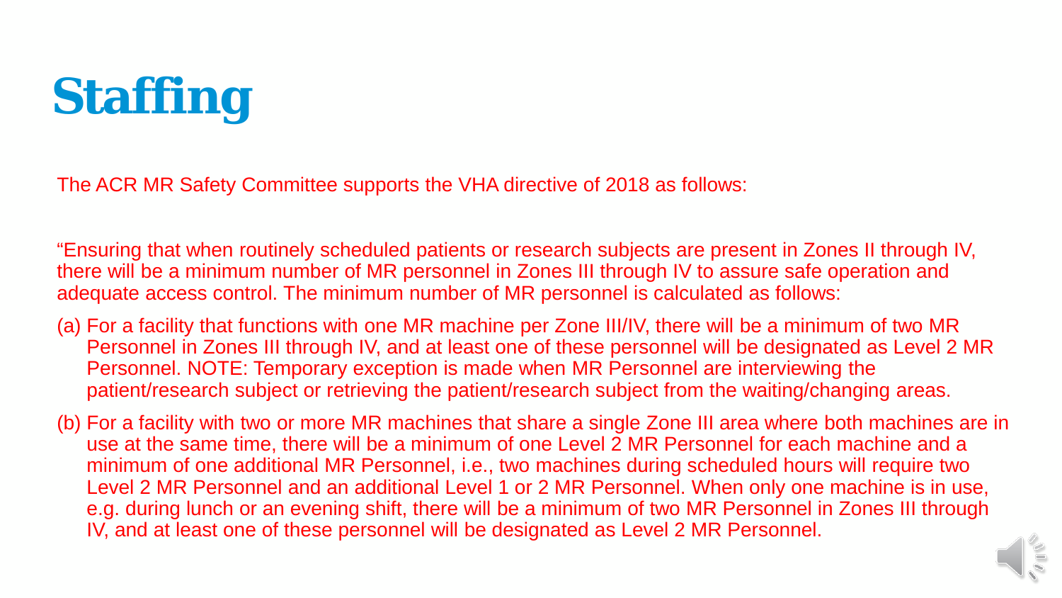# Staffing

The ACR MR Safety Committee supports the VHA directive of 2018 as follows:

"Ensuring that when routinely scheduled patients or research subjects are present in Zones II through IV, there will be a minimum number of MR personnel in Zones III through IV to assure safe operation and adequate access control. The minimum number of MR personnel is calculated as follows:

(a) For a facility that functions with one MR machine per Zone III/IV, there will be a minimum of two MR Personnel in Zones III through IV, and at least one of these personnel will be designated as Level 2 MR Personnel. NOTE: Temporary exception is made when MR Personnel are interviewing the patient/research subject or retrieving the patient/research subject from the waiting/changing areas.

(b) For a facility with two or more MR machines that share a single Zone III area where both machines are in use at the same time, there will be a minimum of one Level 2 MR Personnel for each machine and a minimum of one additional MR Personnel, i.e., two machines during scheduled hours will require two Level 2 MR Personnel and an additional Level 1 or 2 MR Personnel. When only one machine is in use, e.g. during lunch or an evening shift, there will be a minimum of two MR Personnel in Zones III through IV, and at least one of these personnel will be designated as Level 2 MR Personnel.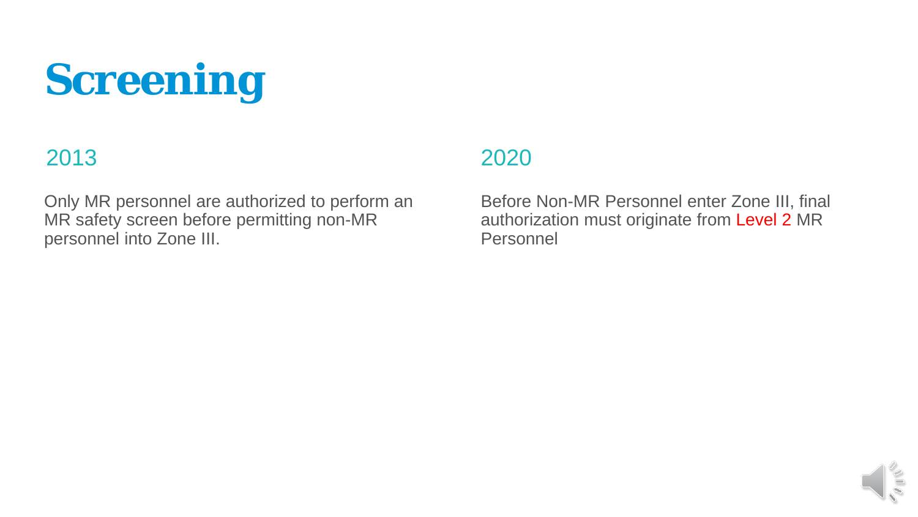# Screening

## 2013

Only MR personnel are authorized to perform an MR safety screen before permitting non-MR personnel into Zone III.

## 2020

Before Non-MR Personnel enter Zone III, final authorization must originate from Level 2 MR Personnel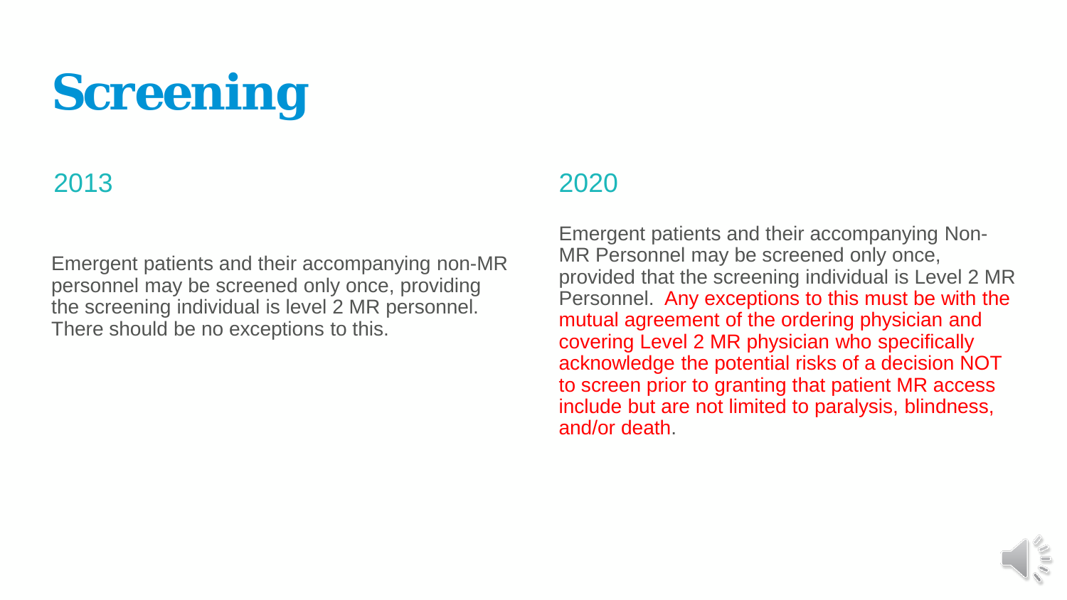# Screening

## 2013

Emergent patients and their accompanying non-MR personnel may be screened only once, providing the screening individual is level 2 MR personnel. There should be no exceptions to this.

## 2020

Emergent patients and their accompanying Non-MR Personnel may be screened only once, provided that the screening individual is Level 2 MR Personnel. Any exceptions to this must be with the mutual agreement of the ordering physician and covering Level 2 MR physician who specifically acknowledge the potential risks of a decision NOT to screen prior to granting that patient MR access include but are not limited to paralysis, blindness, and/or death.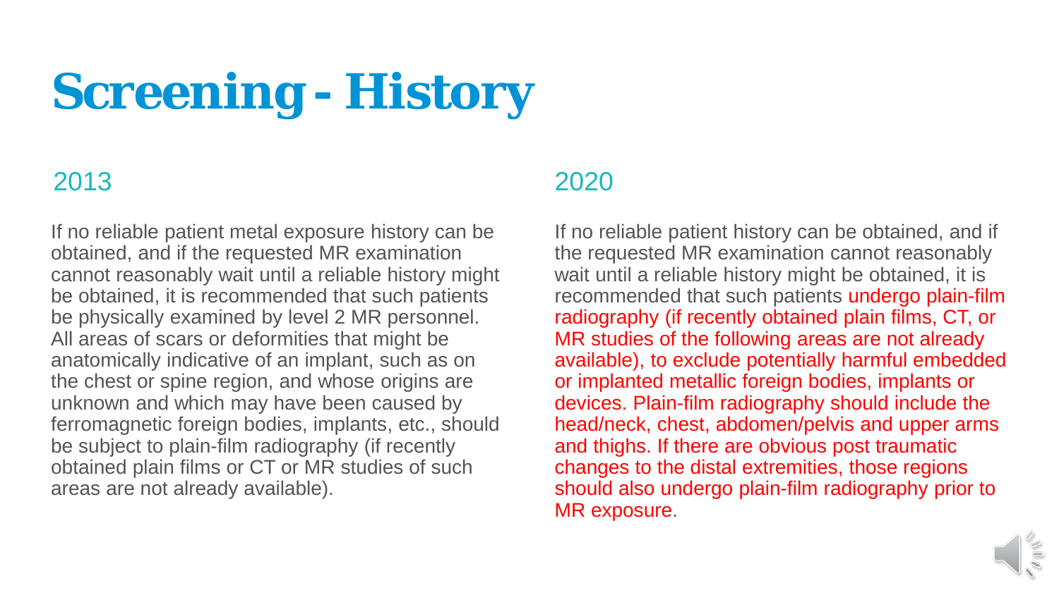# Screening - History

## 2013

If no reliable patient metal exposure history can be obtained, and if the requested MR examination cannot reasonably wait until a reliable history might be obtained, it is recommended that such patients be physically examined by level 2 MR personnel. All areas of scars or deformities that might be anatomically indicative of an implant, such as on the chest or spine region, and whose origins are unknown and which may have been caused by ferromagnetic foreign bodies, implants, etc., should be subject to plain-film radiography (if recently obtained plain films or CT or MR studies of such areas are not already available).

## 2020

If no reliable patient history can be obtained, and if the requested MR examination cannot reasonably wait until a reliable history might be obtained, it is recommended that such patients undergo plain-film radiography (if recently obtained plain films, CT, or MR studies of the following areas are not already available), to exclude potentially harmful embedded or implanted metallic foreign bodies, implants or devices. Plain-film radiography should include the head/neck, chest, abdomen/pelvis and upper arms and thighs. If there are obvious post traumatic changes to the distal extremities, those regions should also undergo plain-film radiography prior to MR exposure.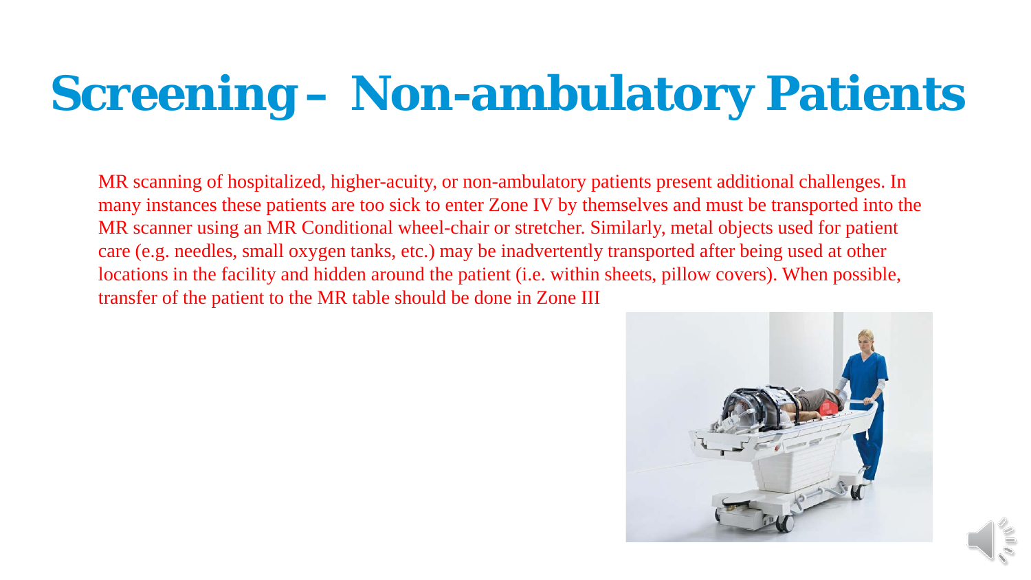# Screening – Non-ambulatory Patients

MR scanning of hospitalized, higher-acuity, or non-ambulatory patients present additional challenges. In many instances these patients are too sick to enter Zone IV by themselves and must be transported into the MR scanner using an MR Conditional wheel-chair or stretcher. Similarly, metal objects used for patient care (e.g. needles, small oxygen tanks, etc.) may be inadvertently transported after being used at other locations in the facility and hidden around the patient (i.e. within sheets, pillow covers). When possible, transfer of the patient to the MR table should be done in Zone III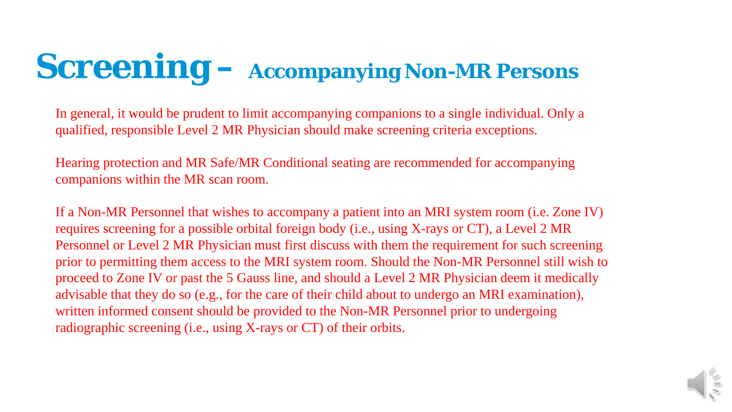# Screening – Accompanying Non-MR Persons

In general, it would be prudent to limit accompanying companions to a single individual. Only a qualified, responsible Level 2 MR Physician should make screening criteria exceptions.

Hearing protection and MR Safe/MR Conditional seating are recommended for accompanying companions within the MR scan room.

If a Non-MR Personnel that wishes to accompany a patient into an MRI system room (i.e. Zone IV) requires screening for a possible orbital foreign body (i.e., using X-rays or CT), a Level 2 MR Personnel or Level 2 MR Physician must first discuss with them the requirement for such screening prior to permitting them access to the MRI system room. Should the Non-MR Personnel still wish to proceed to Zone IV or past the 5 Gauss line, and should a Level 2 MR Physician deem it medically advisable that they do so (e.g., for the care of their child about to undergo an MRI examination), written informed consent should be provided to the Non-MR Personnel prior to undergoing radiographic screening (i.e., using X-rays or CT) of their orbits.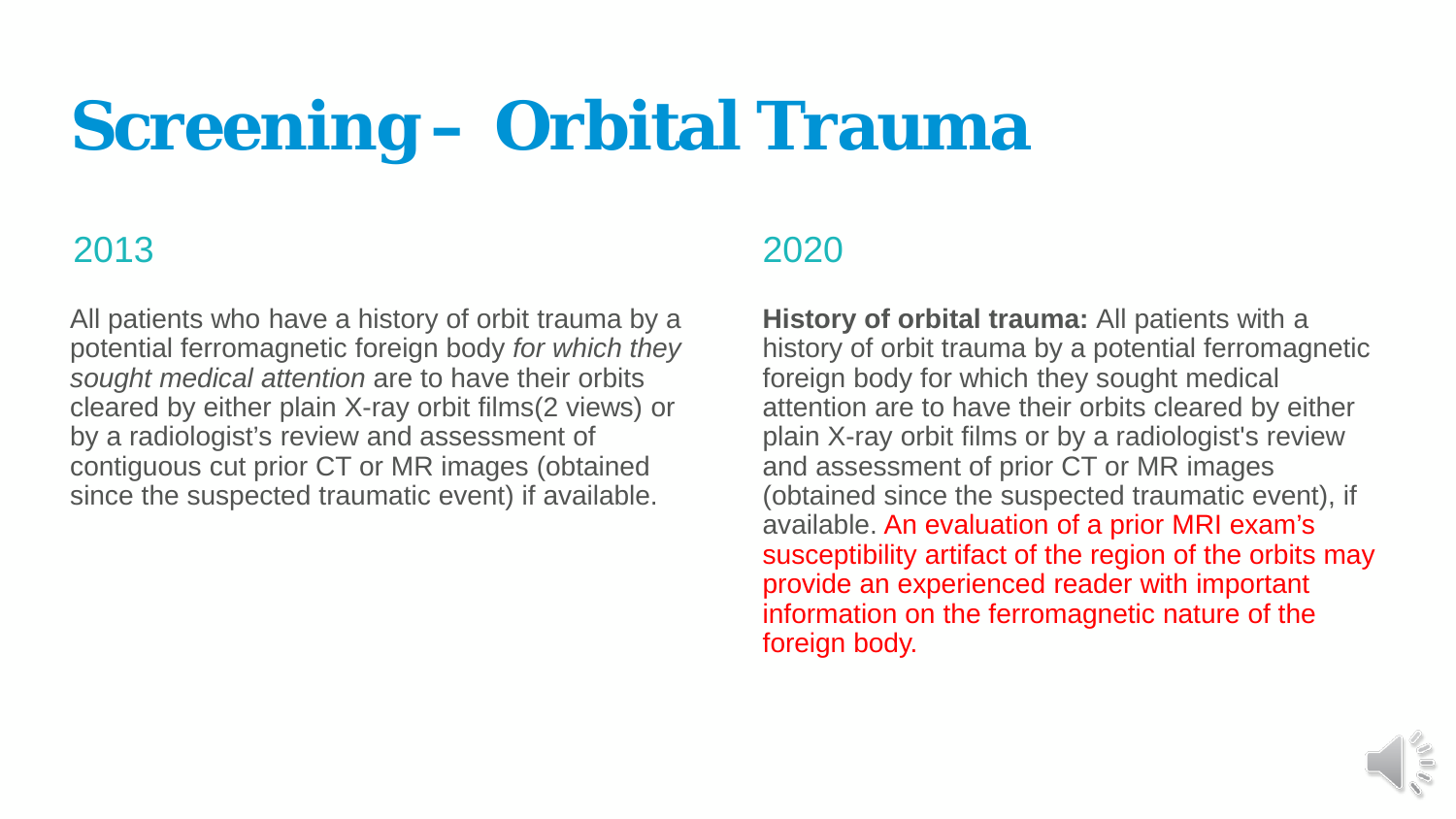# Screening – Orbital Trauma

## 2013

All patients who have a history of orbit trauma by a potential ferromagnetic foreign body *for which they sought medical attention* are to have their orbits cleared by either plain X-ray orbit films(2 views) or by a radiologist's review and assessment of contiguous cut prior CT or MR images (obtained since the suspected traumatic event) if available.

## 2020

**History of orbital trauma:** All patients with a history of orbit trauma by a potential ferromagnetic foreign body for which they sought medical attention are to have their orbits cleared by either plain X-ray orbit films or by a radiologist's review and assessment of prior CT or MR images (obtained since the suspected traumatic event), if available. An evaluation of a prior MRI exam's susceptibility artifact of the region of the orbits may provide an experienced reader with important information on the ferromagnetic nature of the foreign body.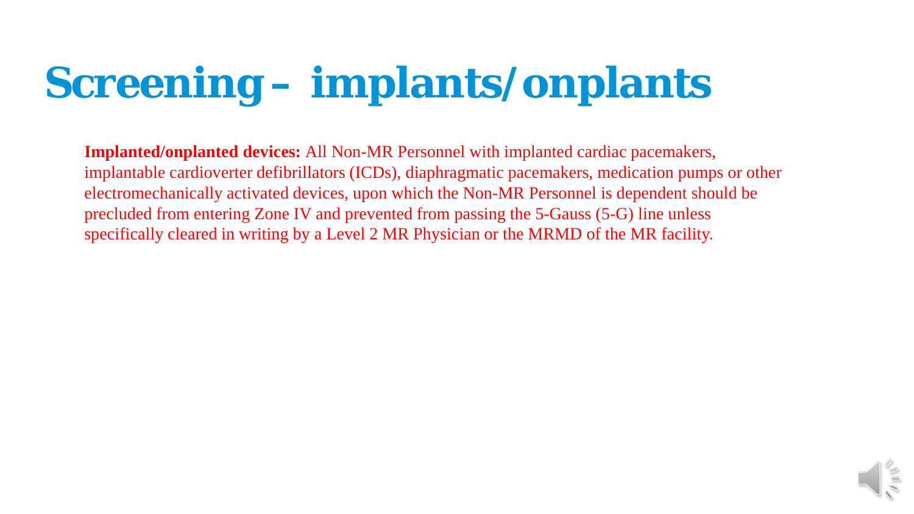# Screening – implants/onplants

**Implanted/onplanted devices:** All Non-MR Personnel with implanted cardiac pacemakers, implantable cardioverter defibrillators (ICDs), diaphragmatic pacemakers, medication pumps or other electromechanically activated devices, upon which the Non-MR Personnel is dependent should be precluded from entering Zone IV and prevented from passing the 5-Gauss (5-G) line unless specifically cleared in writing by a Level 2 MR Physician or the MRMD of the MR facility.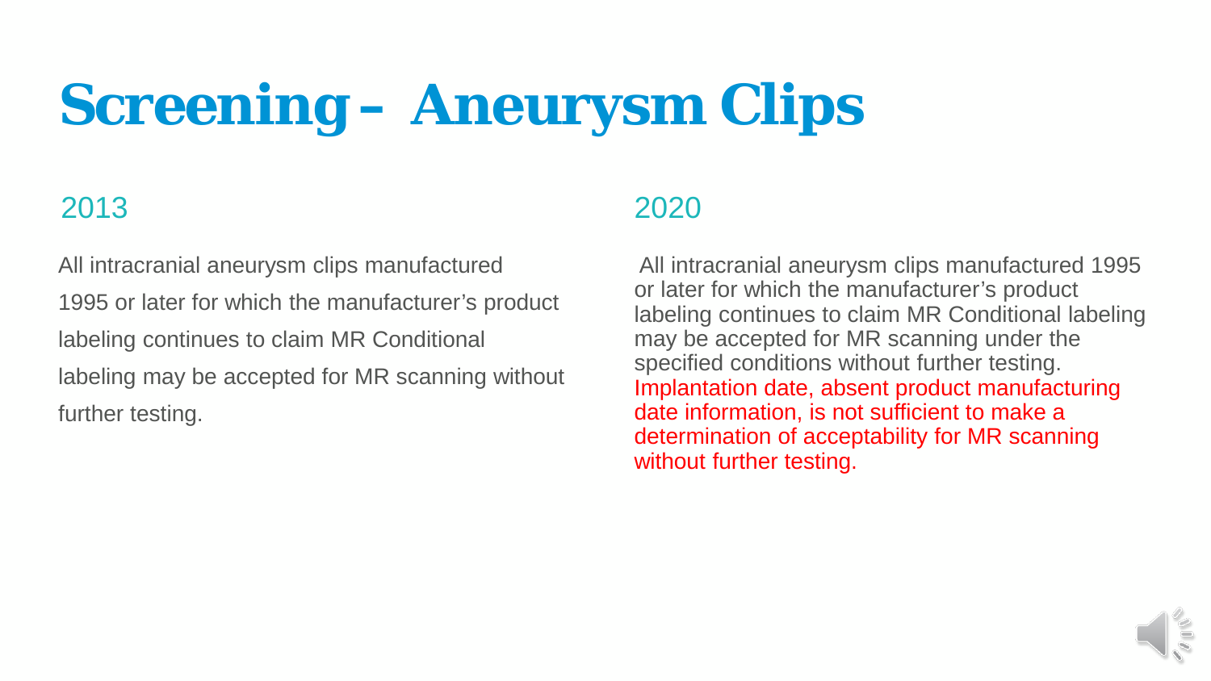# Screening – Aneurysm Clips

## 2013

All intracranial aneurysm clips manufactured 1995 or later for which the manufacturer's product labeling continues to claim MR Conditional labeling may be accepted for MR scanning without further testing.

## 2020

All intracranial aneurysm clips manufactured 1995 or later for which the manufacturer's product labeling continues to claim MR Conditional labeling may be accepted for MR scanning under the specified conditions without further testing. Implantation date, absent product manufacturing date information, is not sufficient to make a determination of acceptability for MR scanning without further testing.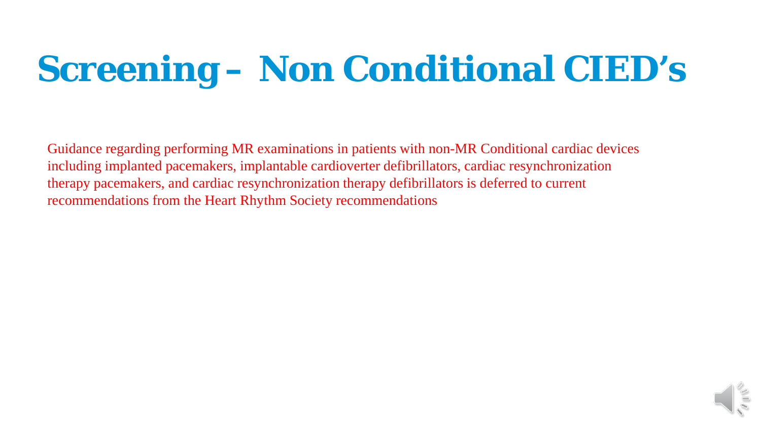# Screening – Non Conditional CIED's

Guidance regarding performing MR examinations in patients with non-MR Conditional cardiac devices including implanted pacemakers, implantable cardioverter defibrillators, cardiac resynchronization therapy pacemakers, and cardiac resynchronization therapy defibrillators is deferred to current recommendations from the Heart Rhythm Society recommendations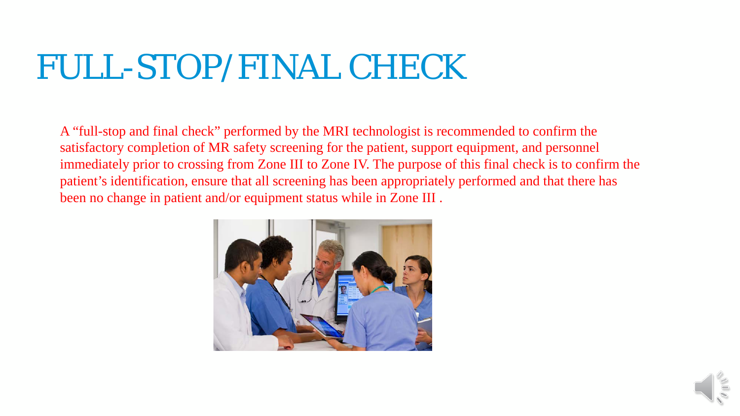# FULL-STOP/ FINAL CHECK

A “full-stop and final check” performed by the MRI technologist is recommended to confirm the satisfactory completion of MR safety screening for the patient, support equipment, and personnel immediately prior to crossing from Zone III to Zone IV. The purpose of this final check is to confirm the patient’s identification, ensure that all screening has been appropriately performed and that there has been no change in patient and/or equipment status while in Zone III .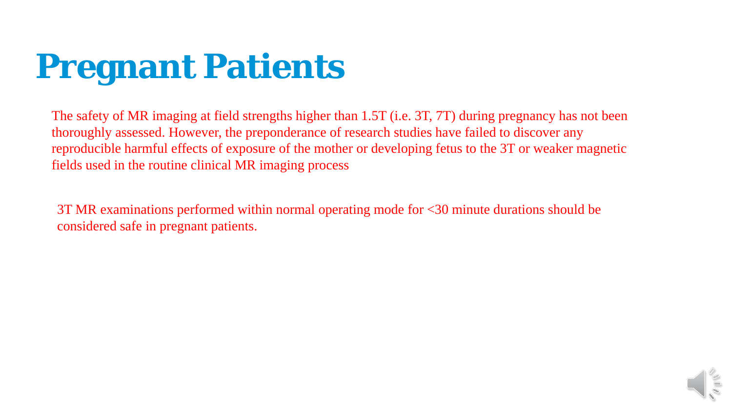# Pregnant Patients

The safety of MR imaging at field strengths higher than 1.5T (i.e. 3T, 7T) during pregnancy has not been thoroughly assessed. However, the preponderance of research studies have failed to discover any reproducible harmful effects of exposure of the mother or developing fetus to the 3T or weaker magnetic fields used in the routine clinical MR imaging process

3T MR examinations performed within normal operating mode for <30 minute durations should be considered safe in pregnant patients.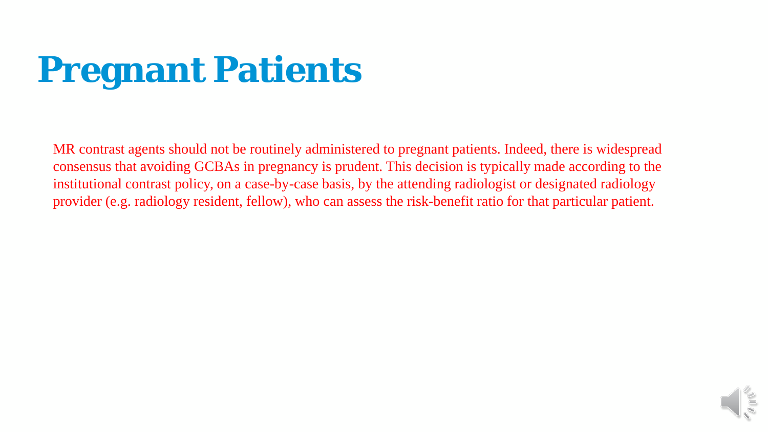# Pregnant Patients

MR contrast agents should not be routinely administered to pregnant patients. Indeed, there is widespread consensus that avoiding GCBAs in pregnancy is prudent. This decision is typically made according to the institutional contrast policy, on a case-by-case basis, by the attending radiologist or designated radiology provider (e.g. radiology resident, fellow), who can assess the risk-benefit ratio for that particular patient.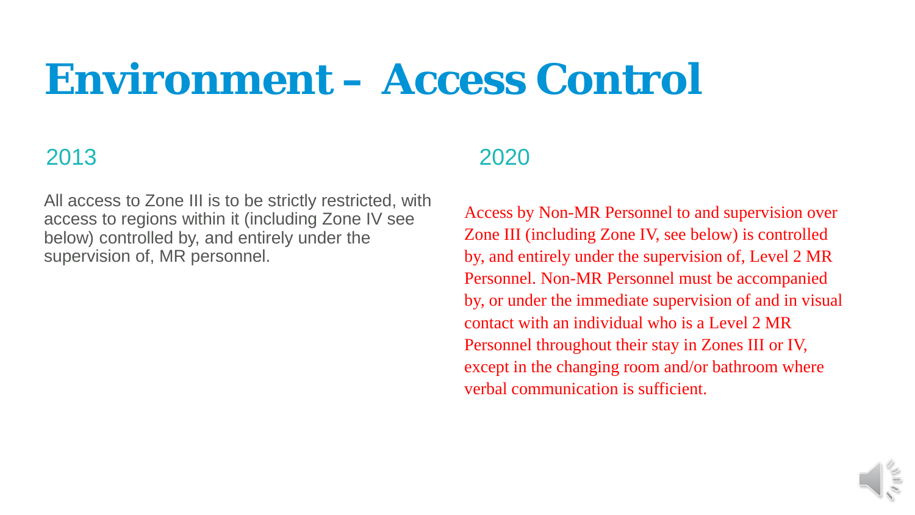# Environment – Access Control

## 2013

All access to Zone III is to be strictly restricted, with access to regions within it (including Zone IV see below) controlled by, and entirely under the supervision of, MR personnel.

## 2020

Access by Non-MR Personnel to and supervision over Zone III (including Zone IV, see below) is controlled by, and entirely under the supervision of, Level 2 MR Personnel. Non-MR Personnel must be accompanied by, or under the immediate supervision of and in visual contact with an individual who is a Level 2 MR Personnel throughout their stay in Zones III or IV, except in the changing room and/or bathroom where verbal communication is sufficient.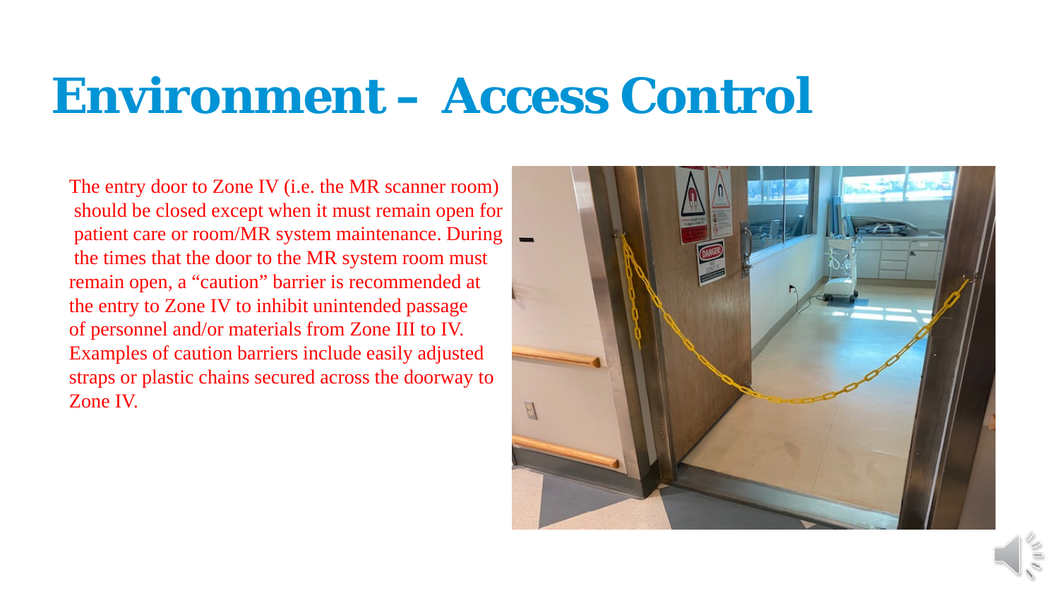# Environment – Access Control

The entry door to Zone IV (i.e. the MR scanner room) should be closed except when it must remain open for patient care or room/MR system maintenance. During the times that the door to the MR system room must remain open, a "caution" barrier is recommended at the entry to Zone IV to inhibit unintended passage of personnel and/or materials from Zone III to IV. Examples of caution barriers include easily adjusted straps or plastic chains secured across the doorway to Zone IV.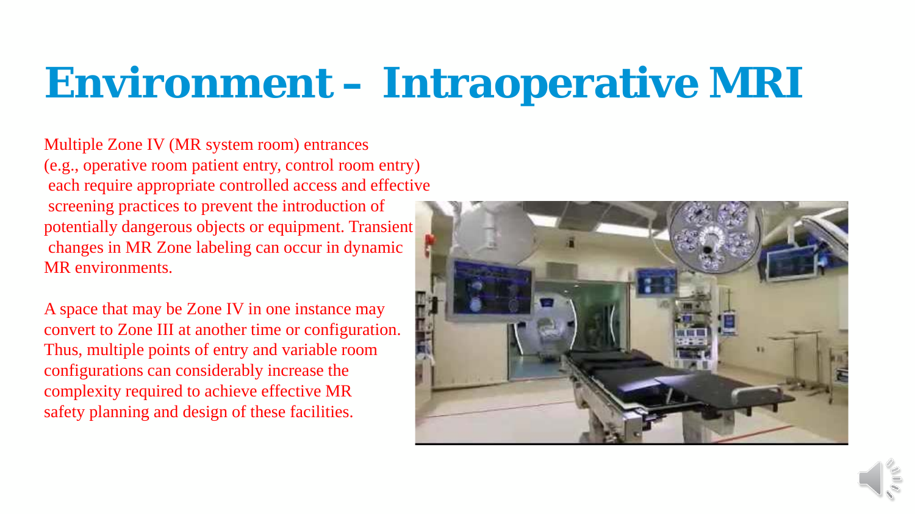# Environment – Intraoperative MRI

Multiple Zone IV (MR system room) entrances (e.g., operative room patient entry, control room entry) each require appropriate controlled access and effective screening practices to prevent the introduction of potentially dangerous objects or equipment. Transient changes in MR Zone labeling can occur in dynamic MR environments.

A space that may be Zone IV in one instance may convert to Zone III at another time or configuration. Thus, multiple points of entry and variable room configurations can considerably increase the complexity required to achieve effective MR safety planning and design of these facilities.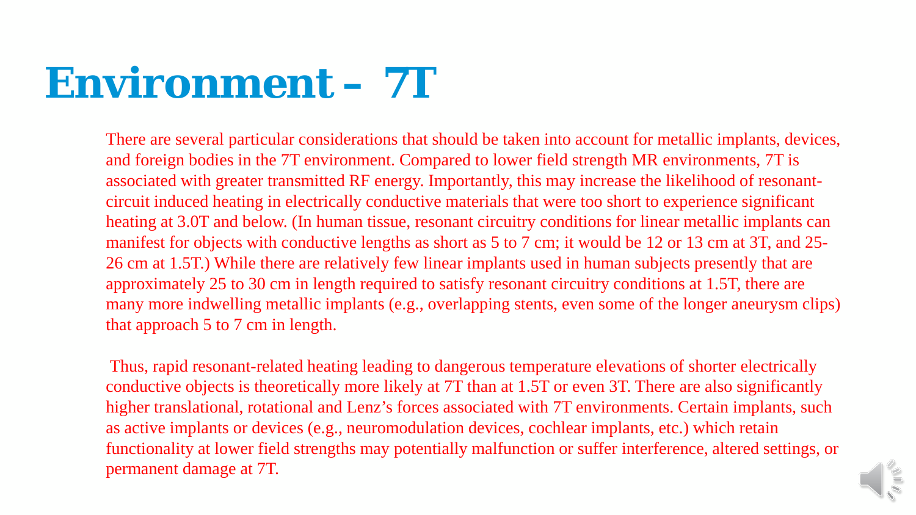# Environment – 7T

There are several particular considerations that should be taken into account for metallic implants, devices, and foreign bodies in the 7T environment. Compared to lower field strength MR environments, 7T is associated with greater transmitted RF energy. Importantly, this may increase the likelihood of resonant-circuit induced heating in electrically conductive materials that were too short to experience significant heating at 3.0T and below. (In human tissue, resonant circuitry conditions for linear metallic implants can manifest for objects with conductive lengths as short as 5 to 7 cm; it would be 12 or 13 cm at 3T, and 25-26 cm at 1.5T.) While there are relatively few linear implants used in human subjects presently that are approximately 25 to 30 cm in length required to satisfy resonant circuitry conditions at 1.5T, there are many more indwelling metallic implants (e.g., overlapping stents, even some of the longer aneurysm clips) that approach 5 to 7 cm in length.

Thus, rapid resonant-related heating leading to dangerous temperature elevations of shorter electrically conductive objects is theoretically more likely at 7T than at 1.5T or even 3T. There are also significantly higher translational, rotational and Lenz's forces associated with 7T environments. Certain implants, such as active implants or devices (e.g., neuromodulation devices, cochlear implants, etc.) which retain functionality at lower field strengths may potentially malfunction or suffer interference, altered settings, or permanent damage at 7T.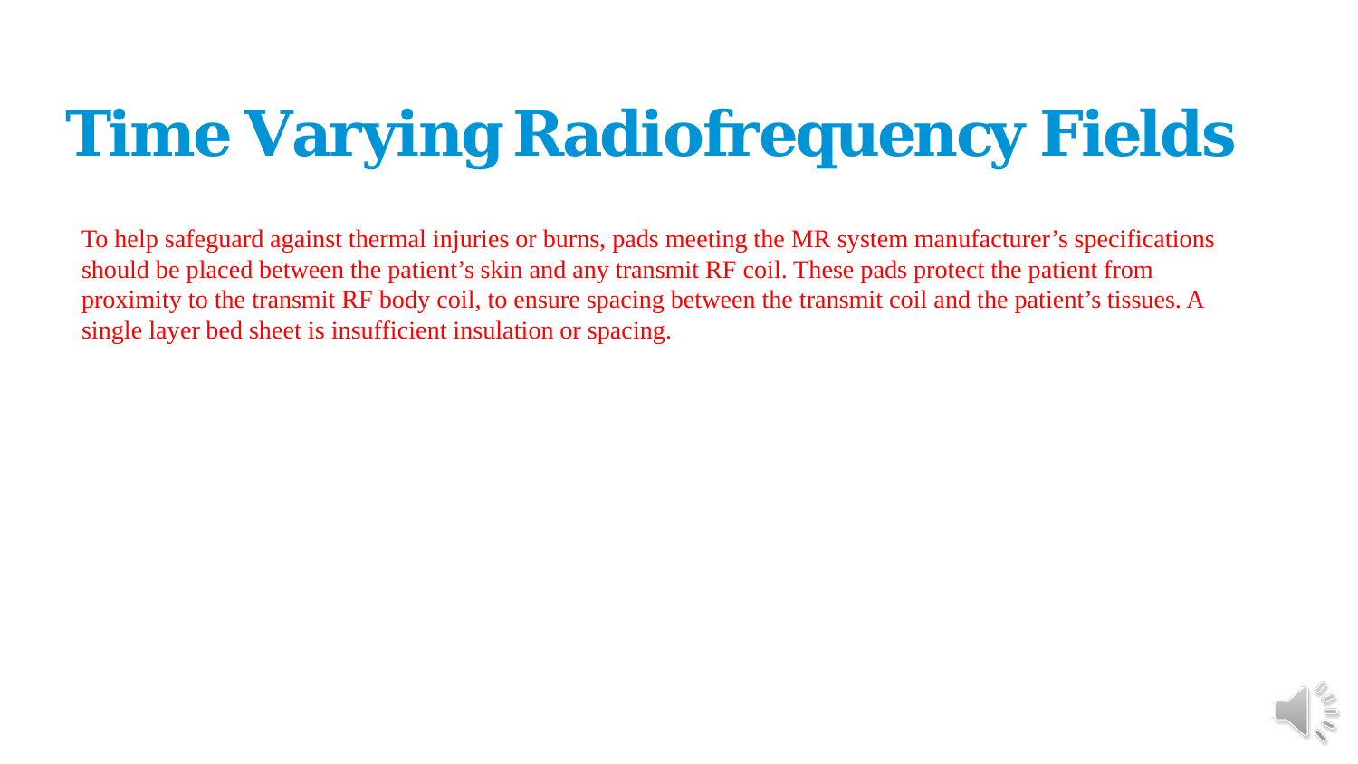# Time Varying Radiofrequency Fields

To help safeguard against thermal injuries or burns, pads meeting the MR system manufacturer's specifications should be placed between the patient's skin and any transmit RF coil. These pads protect the patient from proximity to the transmit RF body coil, to ensure spacing between the transmit coil and the patient's tissues. A single layer bed sheet is insufficient insulation or spacing.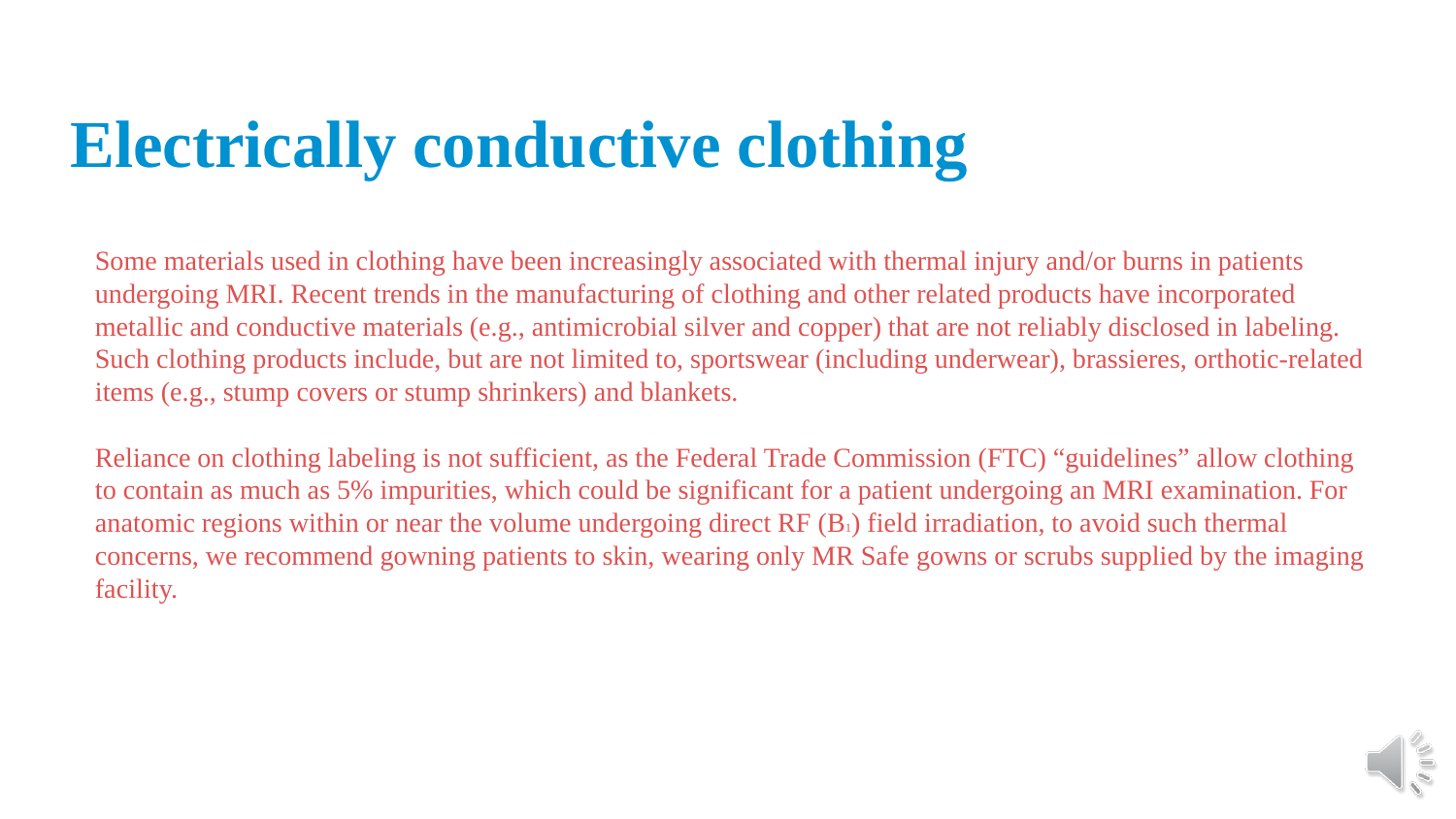# Electrically conductive clothing

Some materials used in clothing have been increasingly associated with thermal injury and/or burns in patients undergoing MRI. Recent trends in the manufacturing of clothing and other related products have incorporated metallic and conductive materials (e.g., antimicrobial silver and copper) that are not reliably disclosed in labeling. Such clothing products include, but are not limited to, sportswear (including underwear), brassieres, orthotic-related items (e.g., stump covers or stump shrinkers) and blankets.

Reliance on clothing labeling is not sufficient, as the Federal Trade Commission (FTC) "guidelines" allow clothing to contain as much as 5% impurities, which could be significant for a patient undergoing an MRI examination. For anatomic regions within or near the volume undergoing direct RF ($B_1$) field irradiation, to avoid such thermal concerns, we recommend gowning patients to skin, wearing only MR Safe gowns or scrubs supplied by the imaging facility.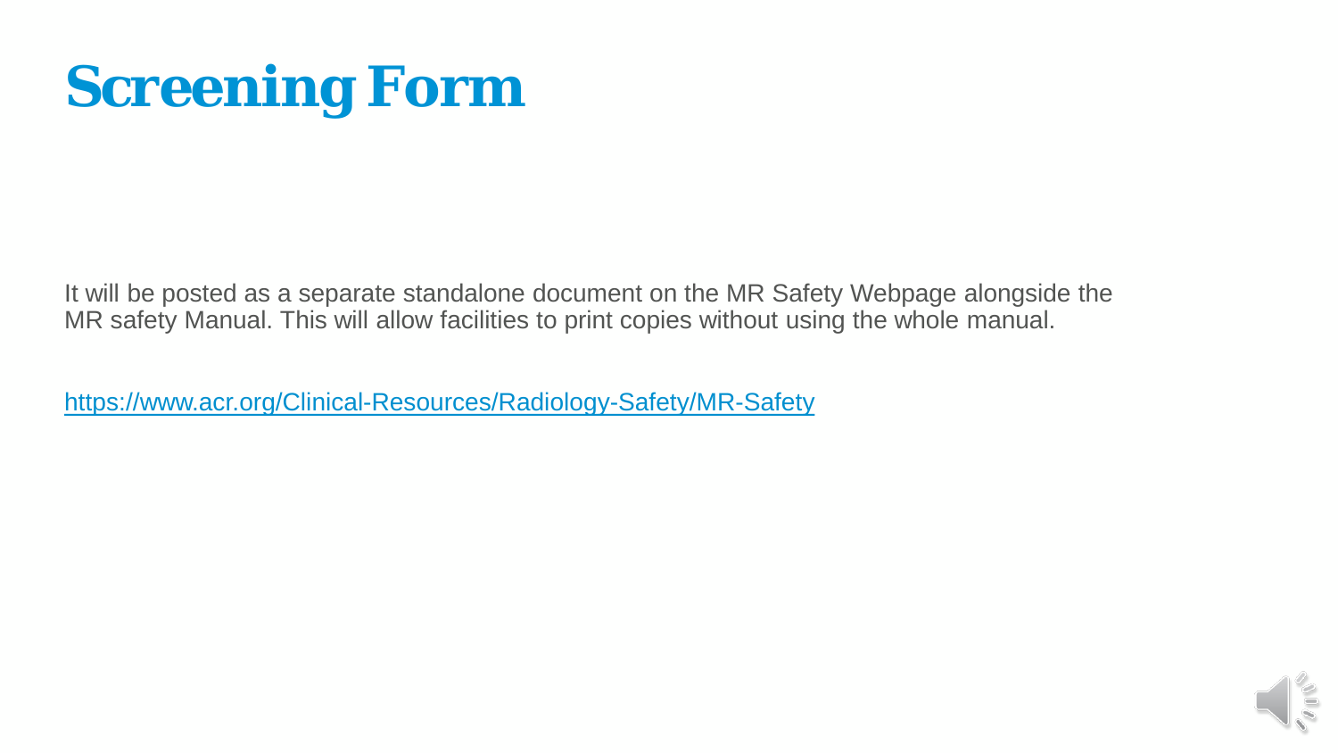# Screening Form

It will be posted as a separate standalone document on the MR Safety Webpage alongside the MR safety Manual. This will allow facilities to print copies without using the whole manual.

https://www.acr.org/Clinical-Resources/Radiology-Safety/MR-Safety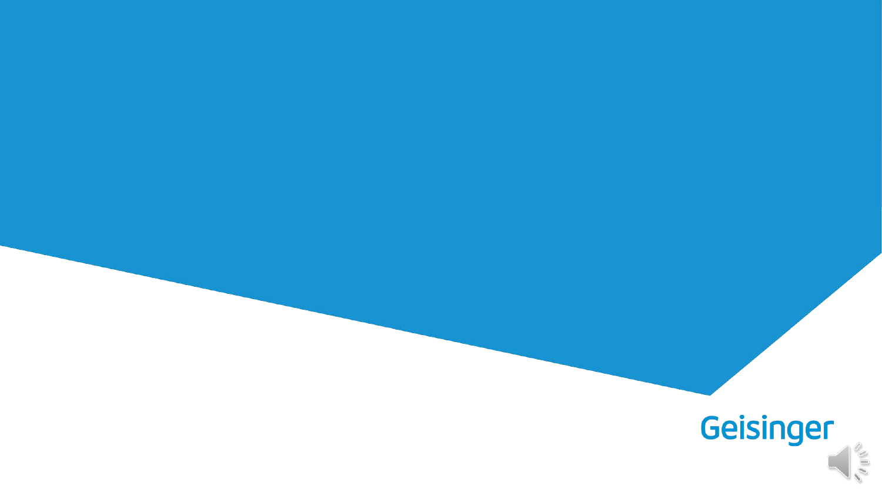Geisinger